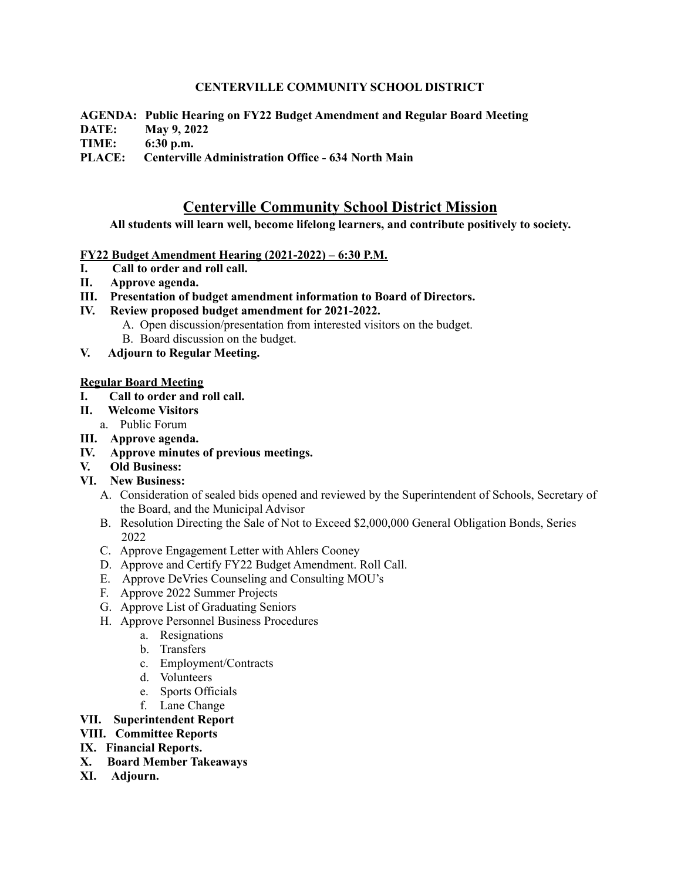**CENTERVILLE COMMUNITY SCHOOL DISTRICT**

**AGENDA: Public Hearing on FY22 Budget Amendment and Regular Board Meeting**
**DATE: May 9, 2022**
**TIME: 6:30 p.m.**
**PLACE: Centerville Administration Office - 634 North Main**

## Centerville Community School District Mission

**All students will learn well, become lifelong learners, and contribute positively to society.**

**FY22 Budget Amendment Hearing (2021-2022) – 6:30 P.M.**

- **I. Call to order and roll call.**
- **II. Approve agenda.**
- **III. Presentation of budget amendment information to Board of Directors.**
- **IV. Review proposed budget amendment for 2021-2022.**
  - A. Open discussion/presentation from interested visitors on the budget.
  - B. Board discussion on the budget.
- **V. Adjourn to Regular Meeting.**

**Regular Board Meeting**

- **I. Call to order and roll call.**
- **II. Welcome Visitors**
  - a. Public Forum
- **III. Approve agenda.**
- **IV. Approve minutes of previous meetings.**
- **V. Old Business:**
- **VI. New Business:**
  - A. Consideration of sealed bids opened and reviewed by the Superintendent of Schools, Secretary of the Board, and the Municipal Advisor
  - B. Resolution Directing the Sale of Not to Exceed $2,000,000 General Obligation Bonds, Series 2022
  - C. Approve Engagement Letter with Ahlers Cooney
  - D. Approve and Certify FY22 Budget Amendment. Roll Call.
  - E. Approve DeVries Counseling and Consulting MOU's
  - F. Approve 2022 Summer Projects
  - G. Approve List of Graduating Seniors
  - H. Approve Personnel Business Procedures
    - a. Resignations
    - b. Transfers
    - c. Employment/Contracts
    - d. Volunteers
    - e. Sports Officials
    - f. Lane Change
- **VII. Superintendent Report**
- **VIII. Committee Reports**
- **IX. Financial Reports.**
- **X. Board Member Takeaways**
- **XI. Adjourn.**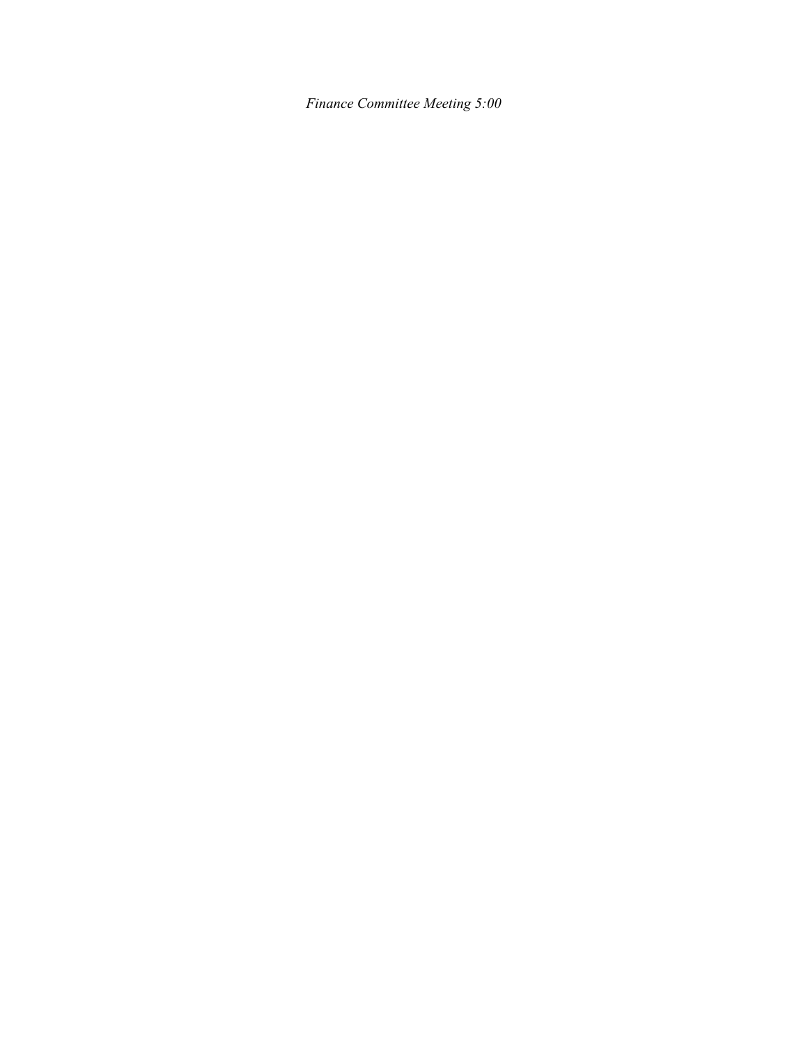*Finance Committee Meeting 5:00*